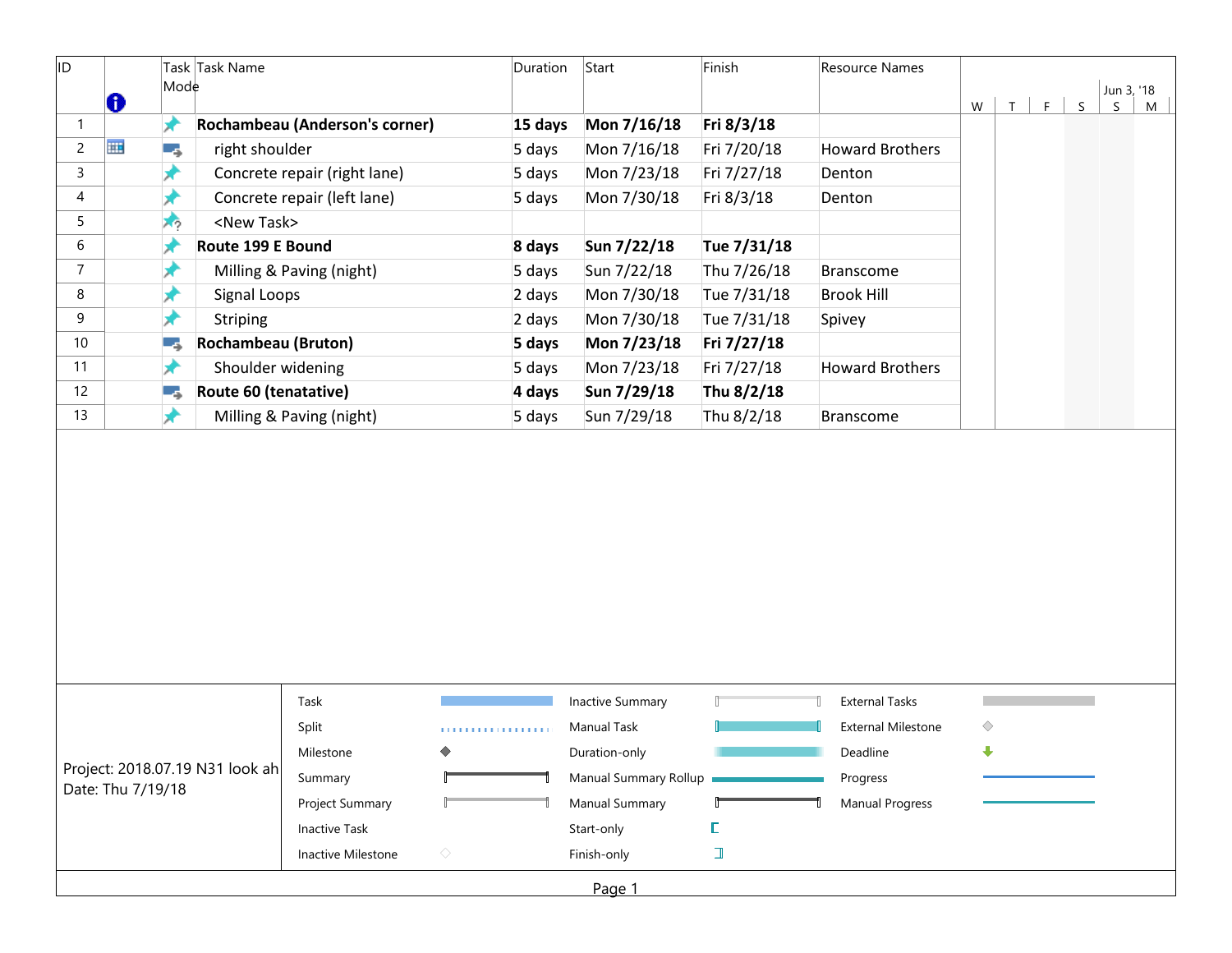| ID | Task Mode | Task Name | Duration | Start | Finish | Resource Names |
|---|---|---|---|---|---|---|
| 1 | | **Rochambeau (Anderson's corner)** | **15 days** | **Mon 7/16/18** | **Fri 8/3/18** | |
| 2 | | right shoulder | 5 days | Mon 7/16/18 | Fri 7/20/18 | Howard Brothers |
| 3 | | Concrete repair (right lane) | 5 days | Mon 7/23/18 | Fri 7/27/18 | Denton |
| 4 | | Concrete repair (left lane) | 5 days | Mon 7/30/18 | Fri 8/3/18 | Denton |
| 5 | | <New Task> | | | | |
| 6 | | **Route 199 E Bound** | **8 days** | **Sun 7/22/18** | **Tue 7/31/18** | |
| 7 | | Milling & Paving (night) | 5 days | Sun 7/22/18 | Thu 7/26/18 | Branscome |
| 8 | | Signal Loops | 2 days | Mon 7/30/18 | Tue 7/31/18 | Brook Hill |
| 9 | | Striping | 2 days | Mon 7/30/18 | Tue 7/31/18 | Spivey |
| 10 | | **Rochambeau (Bruton)** | **5 days** | **Mon 7/23/18** | **Fri 7/27/18** | |
| 11 | | Shoulder widening | 5 days | Mon 7/23/18 | Fri 7/27/18 | Howard Brothers |
| 12 | | **Route 60 (tenatative)** | **4 days** | **Sun 7/29/18** | **Thu 8/2/18** | |
| 13 | | Milling & Paving (night) | 5 days | Sun 7/29/18 | Thu 8/2/18 | Branscome |

Jun 3, '18: W T F S S M

Project: 2018.07.19 N31 look ah
Date: Thu 7/19/18

| | | | | | |
|---|---|---|---|---|---|
| Task | | Inactive Summary | | External Tasks | |
| Split | | Manual Task | | External Milestone | |
| Milestone | | Duration-only | | Deadline | |
| Summary | | Manual Summary Rollup | | Progress | |
| Project Summary | | Manual Summary | | Manual Progress | |
| Inactive Task | | Start-only | | | |
| Inactive Milestone | | Finish-only | | | |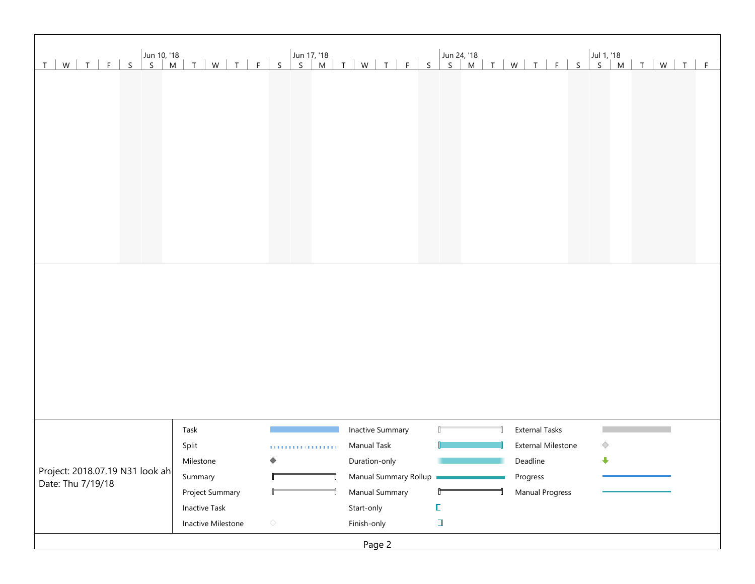| T | W | T | F | S | Jun 10, '18 S | M | T | W | T | F | S | Jun 17, '18 S | M | T | W | T | F | S | Jun 24, '18 S | M | T | W | T | F | S | Jul 1, '18 S | M | T | W | T | F |
|---|---|---|---|---|---|---|---|---|---|---|---|---|---|---|---|---|---|---|---|---|---|---|---|---|---|---|---|---|---|---|---|---|

Project: 2018.07.19 N31 look ah
Date: Thu 7/19/18

| | | | | | |
|---|---|---|---|---|---|
| Task | | Inactive Summary | | External Tasks | |
| Split | | Manual Task | | External Milestone | |
| Milestone | | Duration-only | | Deadline | |
| Summary | | Manual Summary Rollup | | Progress | |
| Project Summary | | Manual Summary | | Manual Progress | |
| Inactive Task | | Start-only | | | |
| Inactive Milestone | | Finish-only | | | |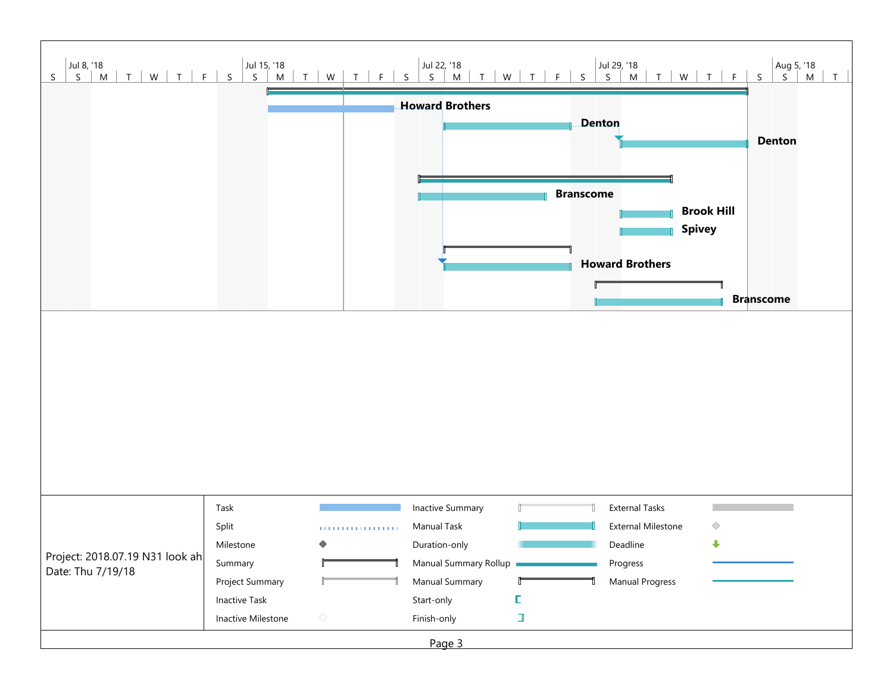Jul 8, '18 | Jul 15, '18 | Jul 22, '18 | Jul 29, '18 | Aug 5, '18

S S M T W T F S S M T W T F S S M T W T F S S M T W T F S S M T

Howard Brothers

Denton

Denton

Branscome

Brook Hill

Spivey

Howard Brothers

Branscome

Project: 2018.07.19 N31 look ah
Date: Thu 7/19/18

| | | | | | |
|---|---|---|---|---|---|
| Task | | Inactive Summary | | External Tasks | |
| Split | | Manual Task | | External Milestone | |
| Milestone | | Duration-only | | Deadline | |
| Summary | | Manual Summary Rollup | | Progress | |
| Project Summary | | Manual Summary | | Manual Progress | |
| Inactive Task | | Start-only | | | |
| Inactive Milestone | | Finish-only | | | |